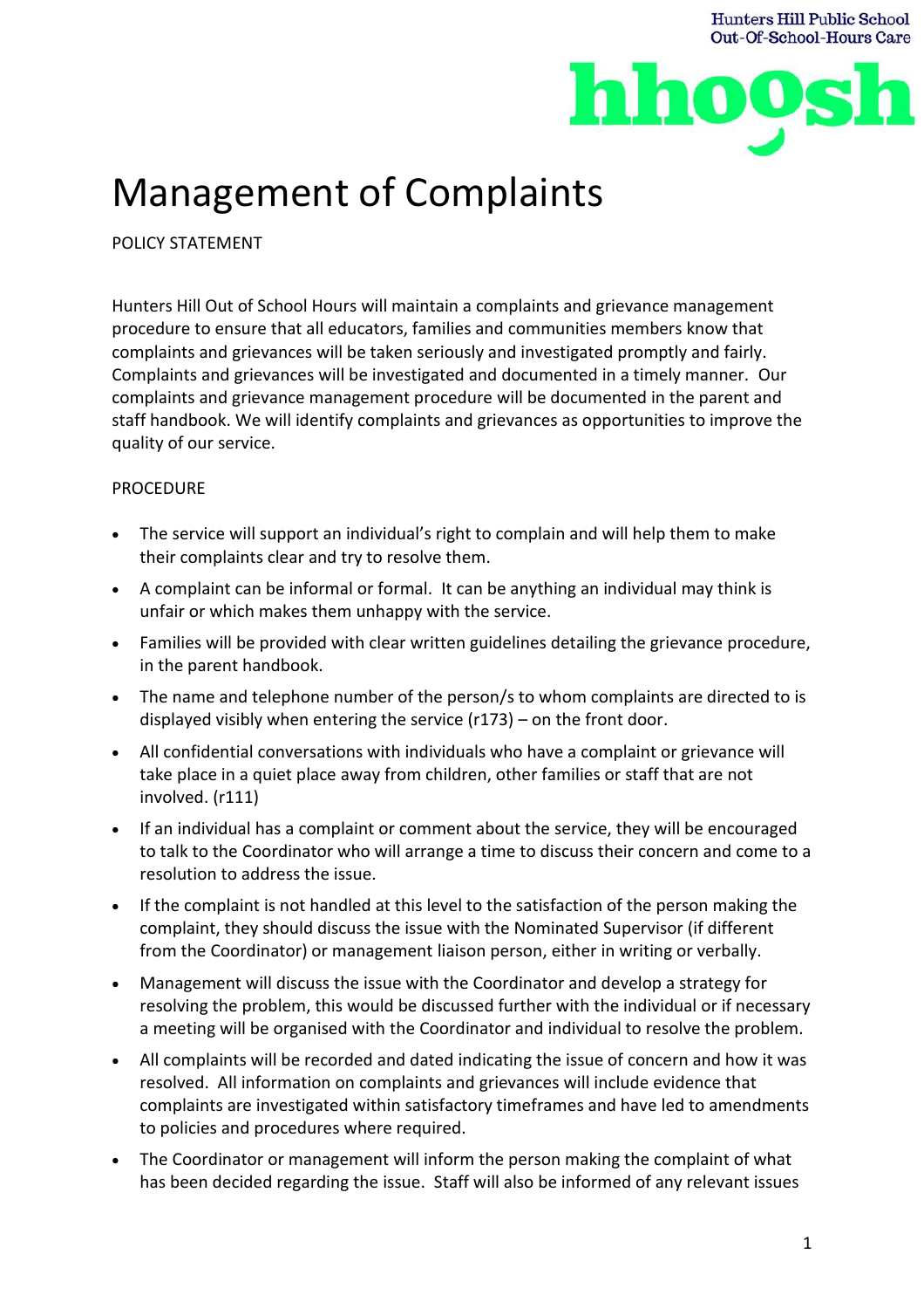# Management of Complaints

POLICY STATEMENT

Hunters Hill Out of School Hours will maintain a complaints and grievance management procedure to ensure that all educators, families and communities members know that complaints and grievances will be taken seriously and investigated promptly and fairly. Complaints and grievances will be investigated and documented in a timely manner. Our complaints and grievance management procedure will be documented in the parent and staff handbook. We will identify complaints and grievances as opportunities to improve the quality of our service.

PROCEDURE

- The service will support an individual's right to complain and will help them to make their complaints clear and try to resolve them.
- A complaint can be informal or formal. It can be anything an individual may think is unfair or which makes them unhappy with the service.
- Families will be provided with clear written guidelines detailing the grievance procedure, in the parent handbook.
- The name and telephone number of the person/s to whom complaints are directed to is displayed visibly when entering the service (r173) – on the front door.
- All confidential conversations with individuals who have a complaint or grievance will take place in a quiet place away from children, other families or staff that are not involved. (r111)
- If an individual has a complaint or comment about the service, they will be encouraged to talk to the Coordinator who will arrange a time to discuss their concern and come to a resolution to address the issue.
- If the complaint is not handled at this level to the satisfaction of the person making the complaint, they should discuss the issue with the Nominated Supervisor (if different from the Coordinator) or management liaison person, either in writing or verbally.
- Management will discuss the issue with the Coordinator and develop a strategy for resolving the problem, this would be discussed further with the individual or if necessary a meeting will be organised with the Coordinator and individual to resolve the problem.
- All complaints will be recorded and dated indicating the issue of concern and how it was resolved. All information on complaints and grievances will include evidence that complaints are investigated within satisfactory timeframes and have led to amendments to policies and procedures where required.
- The Coordinator or management will inform the person making the complaint of what has been decided regarding the issue. Staff will also be informed of any relevant issues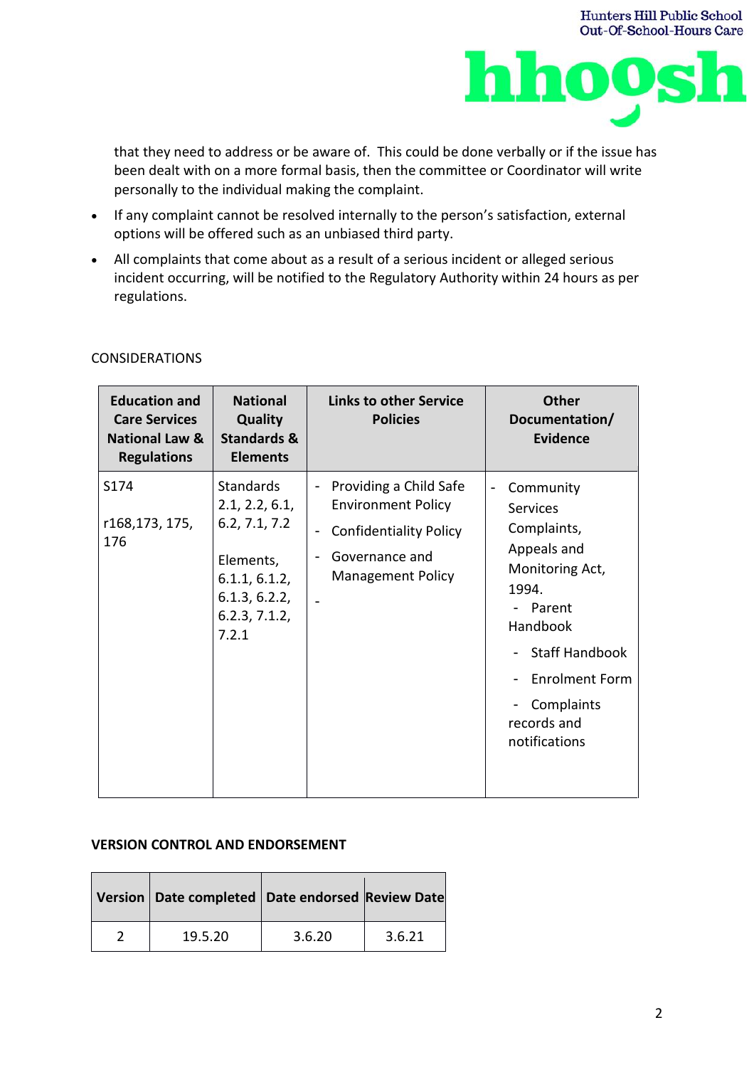that they need to address or be aware of. This could be done verbally or if the issue has been dealt with on a more formal basis, then the committee or Coordinator will write personally to the individual making the complaint.

- If any complaint cannot be resolved internally to the person's satisfaction, external options will be offered such as an unbiased third party.
- All complaints that come about as a result of a serious incident or alleged serious incident occurring, will be notified to the Regulatory Authority within 24 hours as per regulations.

CONSIDERATIONS

| Education and Care Services National Law & Regulations | National Quality Standards & Elements | Links to other Service Policies | Other Documentation/ Evidence |
|---|---|---|---|
| S174<br><br>r168,173, 175, 176 | Standards 2.1, 2.2, 6.1, 6.2, 7.1, 7.2<br><br>Elements, 6.1.1, 6.1.2, 6.1.3, 6.2.2, 6.2.3, 7.1.2, 7.2.1 | - Providing a Child Safe Environment Policy<br>- Confidentiality Policy<br>- Governance and Management Policy<br>- | - Community Services Complaints, Appeals and Monitoring Act, 1994.<br>- Parent Handbook<br>- Staff Handbook<br>- Enrolment Form<br>- Complaints records and notifications |

**VERSION CONTROL AND ENDORSEMENT**

| Version | Date completed | Date endorsed | Review Date |
|---|---|---|---|
| 2 | 19.5.20 | 3.6.20 | 3.6.21 |